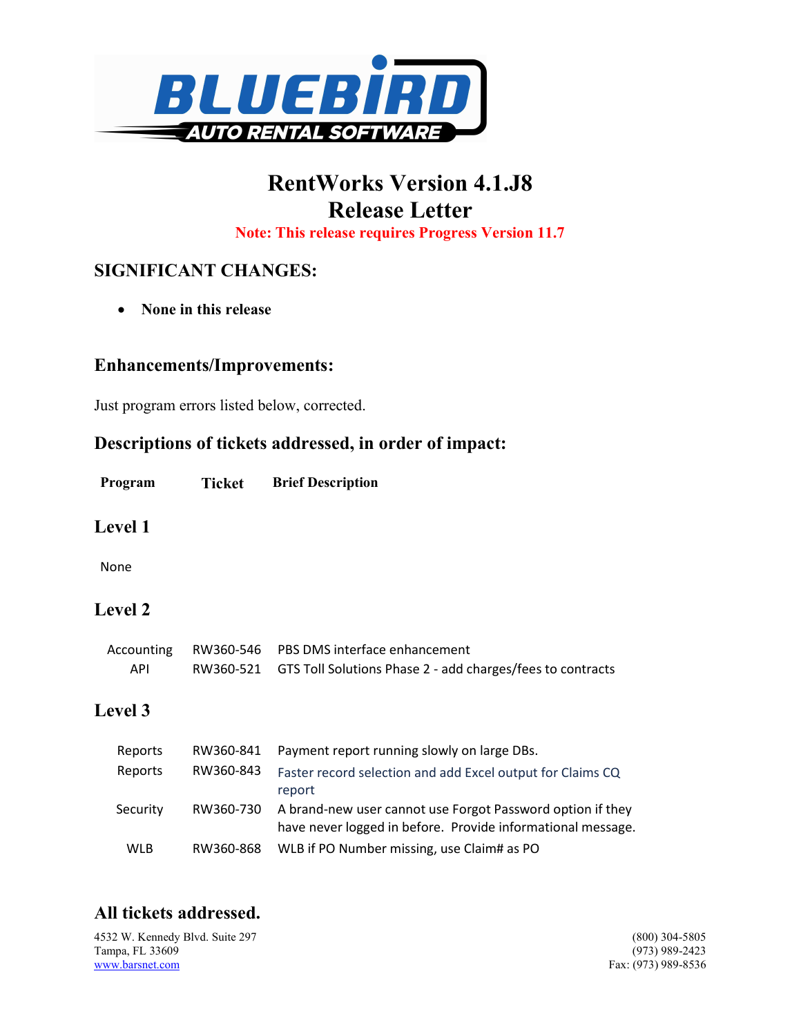# RentWorks Version 4.1.J8
# Release Letter

**Note: This release requires Progress Version 11.7**

## SIGNIFICANT CHANGES:

- **None in this release**

## Enhancements/Improvements:

Just program errors listed below, corrected.

## Descriptions of tickets addressed, in order of impact:

| Program | Ticket | Brief Description |
|---|---|---|

### Level 1

None

### Level 2

| Program | Ticket | Brief Description |
|---|---|---|
| Accounting | RW360-546 | PBS DMS interface enhancement |
| API | RW360-521 | GTS Toll Solutions Phase 2 - add charges/fees to contracts |

### Level 3

| Program | Ticket | Brief Description |
|---|---|---|
| Reports | RW360-841 | Payment report running slowly on large DBs. |
| Reports | RW360-843 | Faster record selection and add Excel output for Claims CQ report |
| Security | RW360-730 | A brand-new user cannot use Forgot Password option if they have never logged in before. Provide informational message. |
| WLB | RW360-868 | WLB if PO Number missing, use Claim# as PO |

## All tickets addressed.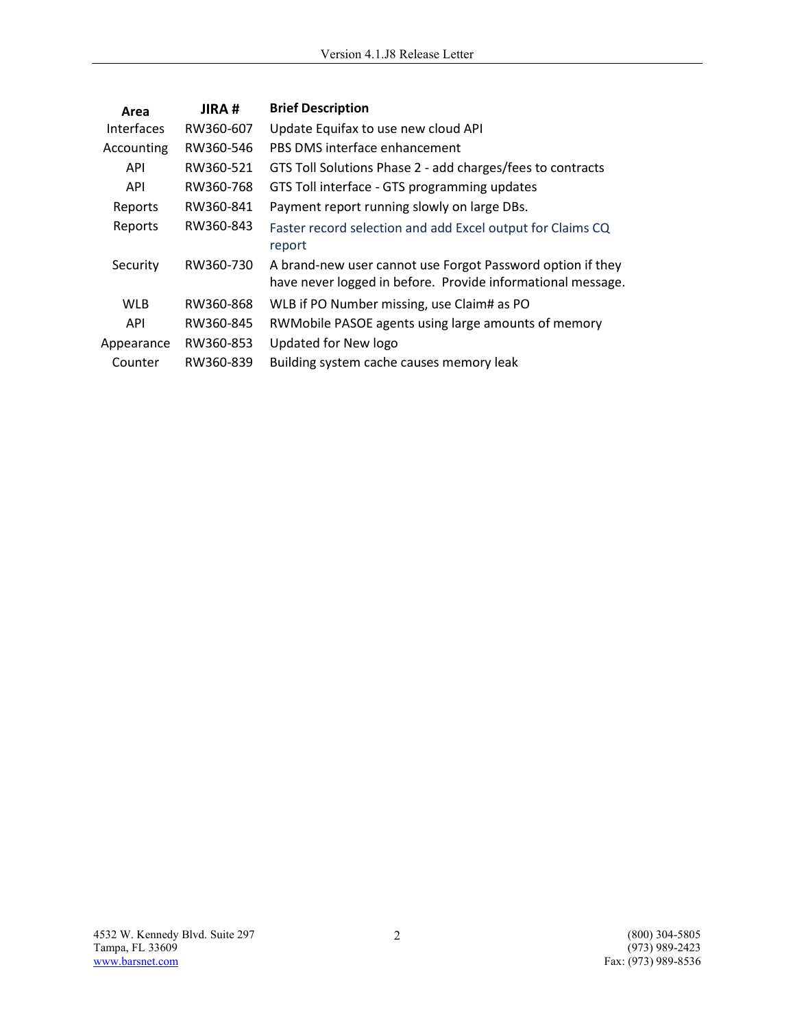| Area | JIRA # | Brief Description |
|---|---|---|
| Interfaces | RW360-607 | Update Equifax to use new cloud API |
| Accounting | RW360-546 | PBS DMS interface enhancement |
| API | RW360-521 | GTS Toll Solutions Phase 2 - add charges/fees to contracts |
| API | RW360-768 | GTS Toll interface - GTS programming updates |
| Reports | RW360-841 | Payment report running slowly on large DBs. |
| Reports | RW360-843 | Faster record selection and add Excel output for Claims CQ report |
| Security | RW360-730 | A brand-new user cannot use Forgot Password option if they have never logged in before. Provide informational message. |
| WLB | RW360-868 | WLB if PO Number missing, use Claim# as PO |
| API | RW360-845 | RWMobile PASOE agents using large amounts of memory |
| Appearance | RW360-853 | Updated for New logo |
| Counter | RW360-839 | Building system cache causes memory leak |